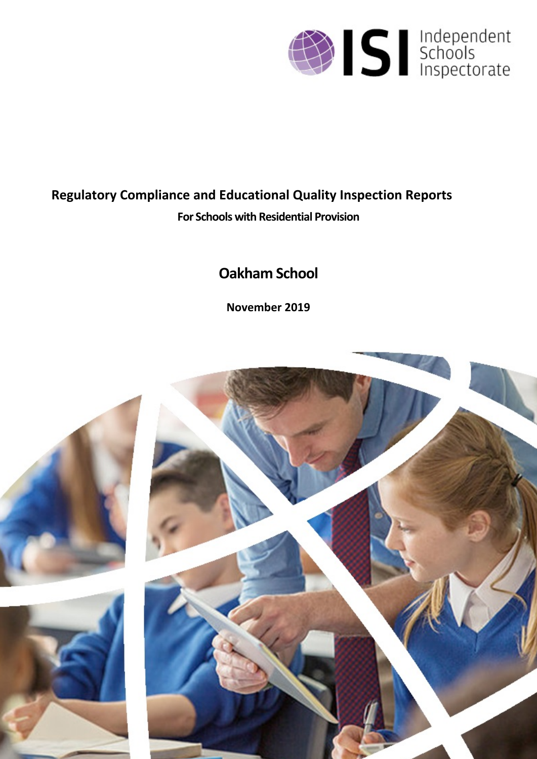Independent Schools Inspectorate

# Regulatory Compliance and Educational Quality Inspection Reports

**For Schools with Residential Provision**

## Oakham School

**November 2019**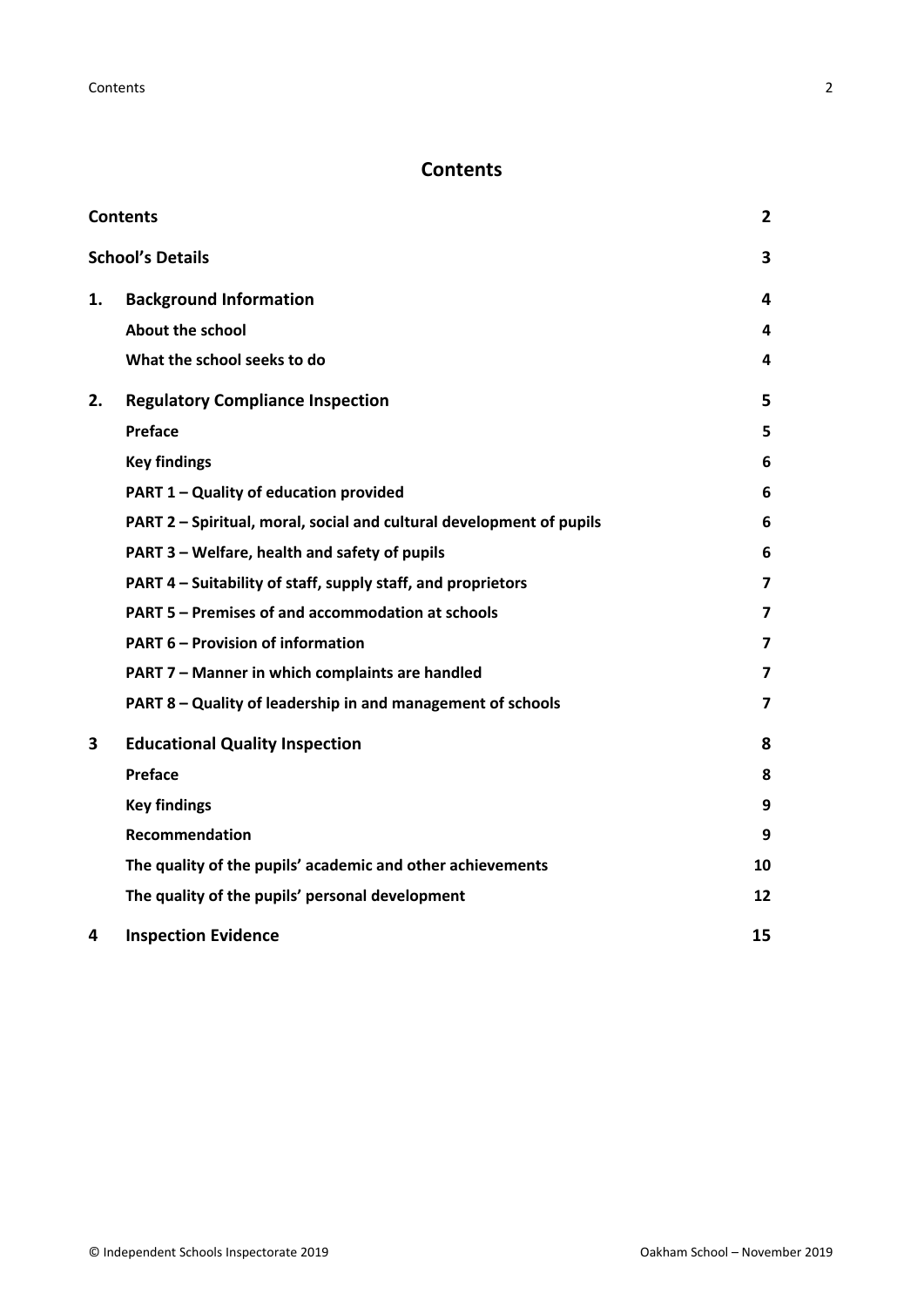# Contents

| | | |
|---|---|---|
| **Contents** | | **2** |
| **School's Details** | | **3** |
| **1.** | **Background Information** | **4** |
| | **About the school** | **4** |
| | **What the school seeks to do** | **4** |
| **2.** | **Regulatory Compliance Inspection** | **5** |
| | **Preface** | **5** |
| | **Key findings** | **6** |
| | **PART 1 – Quality of education provided** | **6** |
| | **PART 2 – Spiritual, moral, social and cultural development of pupils** | **6** |
| | **PART 3 – Welfare, health and safety of pupils** | **6** |
| | **PART 4 – Suitability of staff, supply staff, and proprietors** | **7** |
| | **PART 5 – Premises of and accommodation at schools** | **7** |
| | **PART 6 – Provision of information** | **7** |
| | **PART 7 – Manner in which complaints are handled** | **7** |
| | **PART 8 – Quality of leadership in and management of schools** | **7** |
| **3** | **Educational Quality Inspection** | **8** |
| | **Preface** | **8** |
| | **Key findings** | **9** |
| | **Recommendation** | **9** |
| | **The quality of the pupils' academic and other achievements** | **10** |
| | **The quality of the pupils' personal development** | **12** |
| **4** | **Inspection Evidence** | **15** |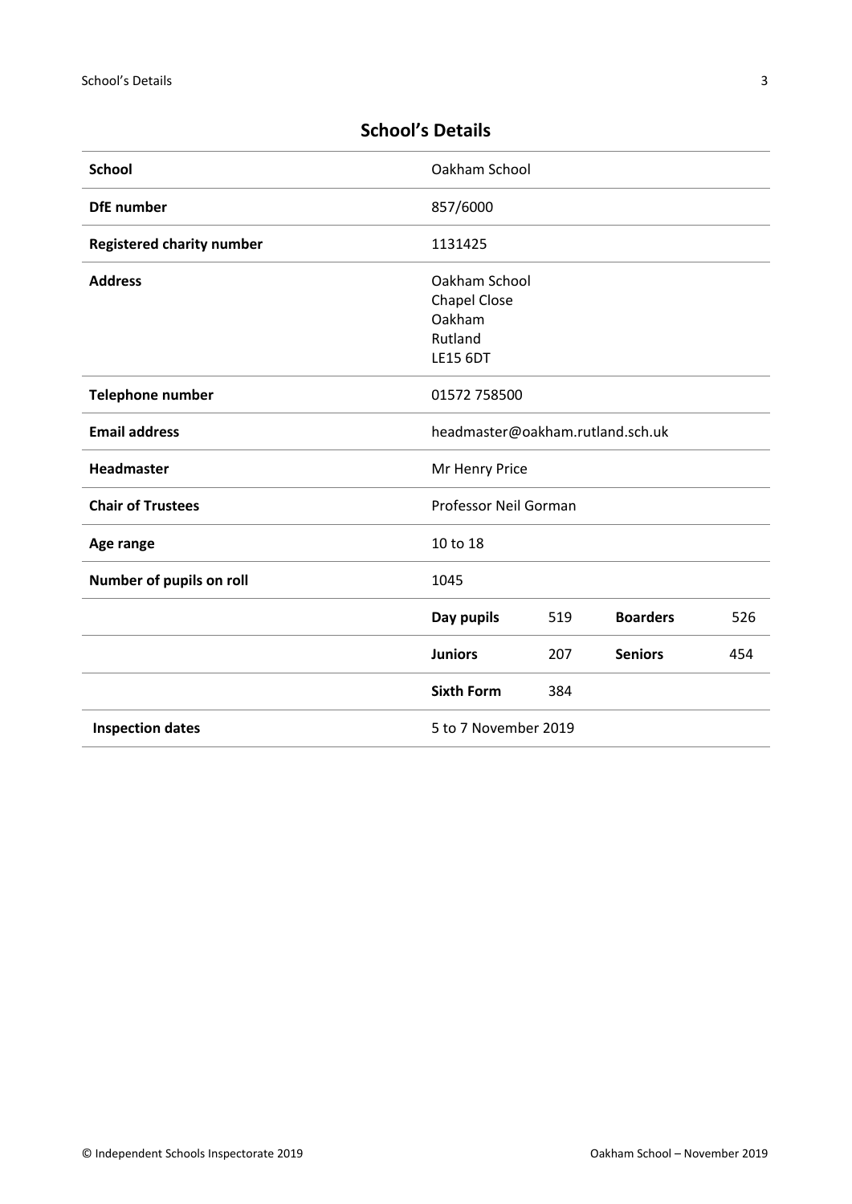## School's Details

| | | | | |
|---|---|---|---|---|
| **School** | Oakham School | | | |
| **DfE number** | 857/6000 | | | |
| **Registered charity number** | 1131425 | | | |
| **Address** | Oakham School<br>Chapel Close<br>Oakham<br>Rutland<br>LE15 6DT | | | |
| **Telephone number** | 01572 758500 | | | |
| **Email address** | headmaster@oakham.rutland.sch.uk | | | |
| **Headmaster** | Mr Henry Price | | | |
| **Chair of Trustees** | Professor Neil Gorman | | | |
| **Age range** | 10 to 18 | | | |
| **Number of pupils on roll** | 1045 | | | |
| | **Day pupils** | 519 | **Boarders** | 526 |
| | **Juniors** | 207 | **Seniors** | 454 |
| | **Sixth Form** | 384 | | |
| **Inspection dates** | 5 to 7 November 2019 | | | |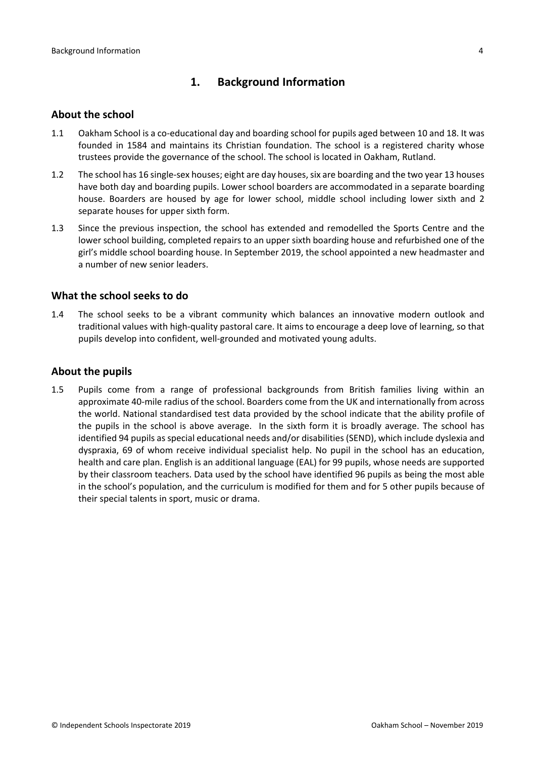## 1. Background Information

### About the school

1.1 Oakham School is a co-educational day and boarding school for pupils aged between 10 and 18. It was founded in 1584 and maintains its Christian foundation. The school is a registered charity whose trustees provide the governance of the school. The school is located in Oakham, Rutland.

1.2 The school has 16 single-sex houses; eight are day houses, six are boarding and the two year 13 houses have both day and boarding pupils. Lower school boarders are accommodated in a separate boarding house. Boarders are housed by age for lower school, middle school including lower sixth and 2 separate houses for upper sixth form.

1.3 Since the previous inspection, the school has extended and remodelled the Sports Centre and the lower school building, completed repairs to an upper sixth boarding house and refurbished one of the girl's middle school boarding house. In September 2019, the school appointed a new headmaster and a number of new senior leaders.

### What the school seeks to do

1.4 The school seeks to be a vibrant community which balances an innovative modern outlook and traditional values with high-quality pastoral care. It aims to encourage a deep love of learning, so that pupils develop into confident, well-grounded and motivated young adults.

### About the pupils

1.5 Pupils come from a range of professional backgrounds from British families living within an approximate 40-mile radius of the school. Boarders come from the UK and internationally from across the world. National standardised test data provided by the school indicate that the ability profile of the pupils in the school is above average. In the sixth form it is broadly average. The school has identified 94 pupils as special educational needs and/or disabilities (SEND), which include dyslexia and dyspraxia, 69 of whom receive individual specialist help. No pupil in the school has an education, health and care plan. English is an additional language (EAL) for 99 pupils, whose needs are supported by their classroom teachers. Data used by the school have identified 96 pupils as being the most able in the school's population, and the curriculum is modified for them and for 5 other pupils because of their special talents in sport, music or drama.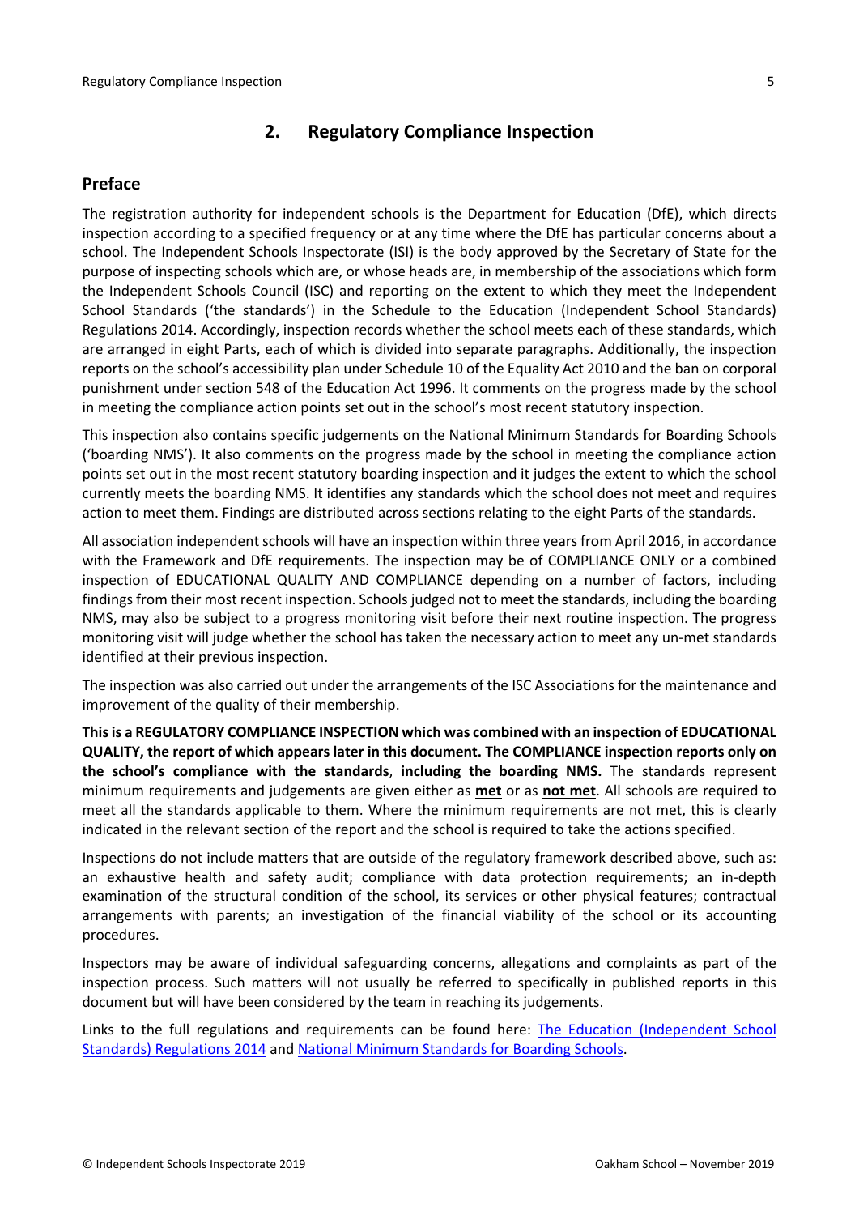## 2. Regulatory Compliance Inspection

### Preface

The registration authority for independent schools is the Department for Education (DfE), which directs inspection according to a specified frequency or at any time where the DfE has particular concerns about a school. The Independent Schools Inspectorate (ISI) is the body approved by the Secretary of State for the purpose of inspecting schools which are, or whose heads are, in membership of the associations which form the Independent Schools Council (ISC) and reporting on the extent to which they meet the Independent School Standards ('the standards') in the Schedule to the Education (Independent School Standards) Regulations 2014. Accordingly, inspection records whether the school meets each of these standards, which are arranged in eight Parts, each of which is divided into separate paragraphs. Additionally, the inspection reports on the school's accessibility plan under Schedule 10 of the Equality Act 2010 and the ban on corporal punishment under section 548 of the Education Act 1996. It comments on the progress made by the school in meeting the compliance action points set out in the school's most recent statutory inspection.

This inspection also contains specific judgements on the National Minimum Standards for Boarding Schools ('boarding NMS'). It also comments on the progress made by the school in meeting the compliance action points set out in the most recent statutory boarding inspection and it judges the extent to which the school currently meets the boarding NMS. It identifies any standards which the school does not meet and requires action to meet them. Findings are distributed across sections relating to the eight Parts of the standards.

All association independent schools will have an inspection within three years from April 2016, in accordance with the Framework and DfE requirements. The inspection may be of COMPLIANCE ONLY or a combined inspection of EDUCATIONAL QUALITY AND COMPLIANCE depending on a number of factors, including findings from their most recent inspection. Schools judged not to meet the standards, including the boarding NMS, may also be subject to a progress monitoring visit before their next routine inspection. The progress monitoring visit will judge whether the school has taken the necessary action to meet any un-met standards identified at their previous inspection.

The inspection was also carried out under the arrangements of the ISC Associations for the maintenance and improvement of the quality of their membership.

**This is a REGULATORY COMPLIANCE INSPECTION which was combined with an inspection of EDUCATIONAL QUALITY, the report of which appears later in this document. The COMPLIANCE inspection reports only on the school's compliance with the standards**, **including the boarding NMS.** The standards represent minimum requirements and judgements are given either as **met** or as **not met**. All schools are required to meet all the standards applicable to them. Where the minimum requirements are not met, this is clearly indicated in the relevant section of the report and the school is required to take the actions specified.

Inspections do not include matters that are outside of the regulatory framework described above, such as: an exhaustive health and safety audit; compliance with data protection requirements; an in-depth examination of the structural condition of the school, its services or other physical features; contractual arrangements with parents; an investigation of the financial viability of the school or its accounting procedures.

Inspectors may be aware of individual safeguarding concerns, allegations and complaints as part of the inspection process. Such matters will not usually be referred to specifically in published reports in this document but will have been considered by the team in reaching its judgements.

Links to the full regulations and requirements can be found here: [The Education (Independent School Standards) Regulations 2014](https://www.legislation.gov.uk/uksi/2014/3283/contents/made) and [National Minimum Standards for Boarding Schools](https://www.gov.uk/government/publications/boarding-schools-national-minimum-standards).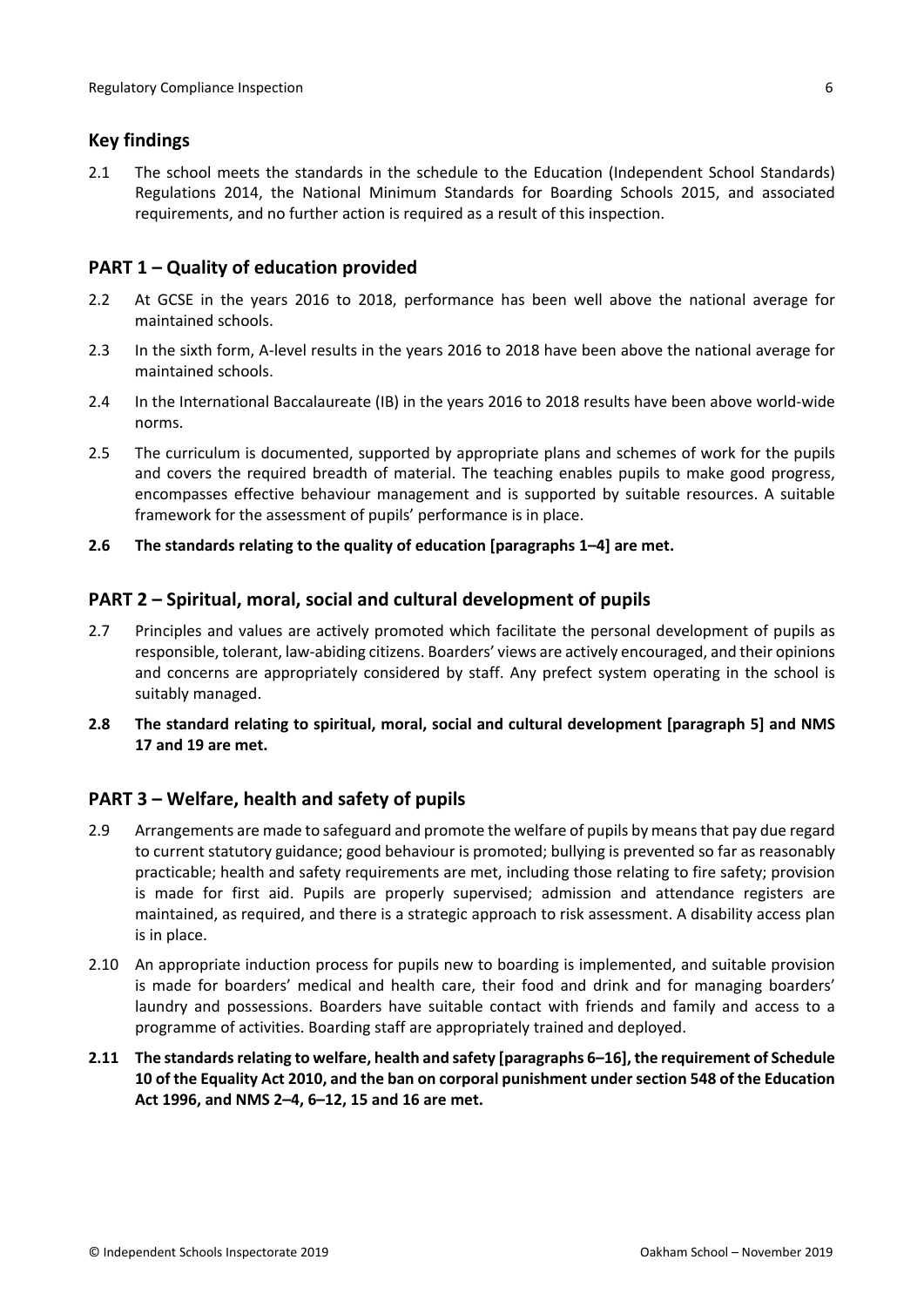## Key findings

2.1 The school meets the standards in the schedule to the Education (Independent School Standards) Regulations 2014, the National Minimum Standards for Boarding Schools 2015, and associated requirements, and no further action is required as a result of this inspection.

## PART 1 – Quality of education provided

2.2 At GCSE in the years 2016 to 2018, performance has been well above the national average for maintained schools.

2.3 In the sixth form, A-level results in the years 2016 to 2018 have been above the national average for maintained schools.

2.4 In the International Baccalaureate (IB) in the years 2016 to 2018 results have been above world-wide norms.

2.5 The curriculum is documented, supported by appropriate plans and schemes of work for the pupils and covers the required breadth of material. The teaching enables pupils to make good progress, encompasses effective behaviour management and is supported by suitable resources. A suitable framework for the assessment of pupils' performance is in place.

**2.6 The standards relating to the quality of education [paragraphs 1–4] are met.**

## PART 2 – Spiritual, moral, social and cultural development of pupils

2.7 Principles and values are actively promoted which facilitate the personal development of pupils as responsible, tolerant, law-abiding citizens. Boarders' views are actively encouraged, and their opinions and concerns are appropriately considered by staff. Any prefect system operating in the school is suitably managed.

**2.8 The standard relating to spiritual, moral, social and cultural development [paragraph 5] and NMS 17 and 19 are met.**

## PART 3 – Welfare, health and safety of pupils

2.9 Arrangements are made to safeguard and promote the welfare of pupils by means that pay due regard to current statutory guidance; good behaviour is promoted; bullying is prevented so far as reasonably practicable; health and safety requirements are met, including those relating to fire safety; provision is made for first aid. Pupils are properly supervised; admission and attendance registers are maintained, as required, and there is a strategic approach to risk assessment. A disability access plan is in place.

2.10 An appropriate induction process for pupils new to boarding is implemented, and suitable provision is made for boarders' medical and health care, their food and drink and for managing boarders' laundry and possessions. Boarders have suitable contact with friends and family and access to a programme of activities. Boarding staff are appropriately trained and deployed.

**2.11 The standards relating to welfare, health and safety [paragraphs 6–16], the requirement of Schedule 10 of the Equality Act 2010, and the ban on corporal punishment under section 548 of the Education Act 1996, and NMS 2–4, 6–12, 15 and 16 are met.**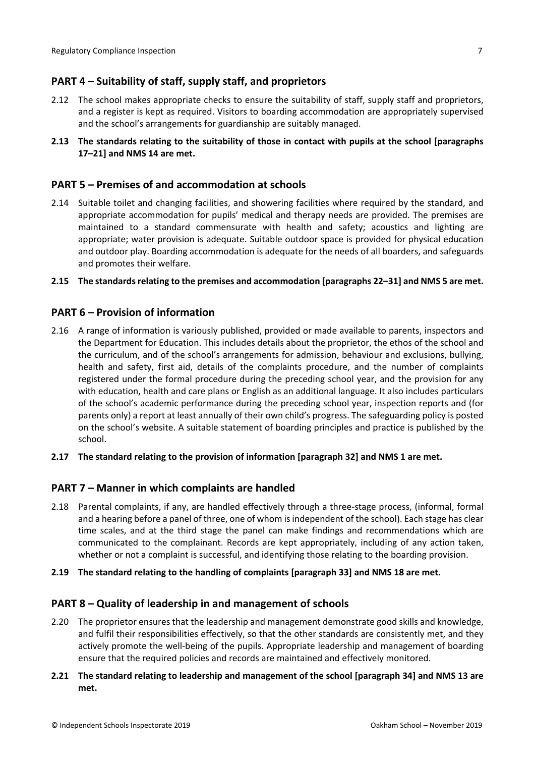## PART 4 – Suitability of staff, supply staff, and proprietors

2.12 The school makes appropriate checks to ensure the suitability of staff, supply staff and proprietors, and a register is kept as required. Visitors to boarding accommodation are appropriately supervised and the school's arrangements for guardianship are suitably managed.

**2.13 The standards relating to the suitability of those in contact with pupils at the school [paragraphs 17–21] and NMS 14 are met.**

## PART 5 – Premises of and accommodation at schools

2.14 Suitable toilet and changing facilities, and showering facilities where required by the standard, and appropriate accommodation for pupils' medical and therapy needs are provided. The premises are maintained to a standard commensurate with health and safety; acoustics and lighting are appropriate; water provision is adequate. Suitable outdoor space is provided for physical education and outdoor play. Boarding accommodation is adequate for the needs of all boarders, and safeguards and promotes their welfare.

**2.15 The standards relating to the premises and accommodation [paragraphs 22–31] and NMS 5 are met.**

## PART 6 – Provision of information

2.16 A range of information is variously published, provided or made available to parents, inspectors and the Department for Education. This includes details about the proprietor, the ethos of the school and the curriculum, and of the school's arrangements for admission, behaviour and exclusions, bullying, health and safety, first aid, details of the complaints procedure, and the number of complaints registered under the formal procedure during the preceding school year, and the provision for any with education, health and care plans or English as an additional language. It also includes particulars of the school's academic performance during the preceding school year, inspection reports and (for parents only) a report at least annually of their own child's progress. The safeguarding policy is posted on the school's website. A suitable statement of boarding principles and practice is published by the school.

**2.17 The standard relating to the provision of information [paragraph 32] and NMS 1 are met.**

## PART 7 – Manner in which complaints are handled

2.18 Parental complaints, if any, are handled effectively through a three-stage process, (informal, formal and a hearing before a panel of three, one of whom is independent of the school). Each stage has clear time scales, and at the third stage the panel can make findings and recommendations which are communicated to the complainant. Records are kept appropriately, including of any action taken, whether or not a complaint is successful, and identifying those relating to the boarding provision.

**2.19 The standard relating to the handling of complaints [paragraph 33] and NMS 18 are met.**

## PART 8 – Quality of leadership in and management of schools

2.20 The proprietor ensures that the leadership and management demonstrate good skills and knowledge, and fulfil their responsibilities effectively, so that the other standards are consistently met, and they actively promote the well-being of the pupils. Appropriate leadership and management of boarding ensure that the required policies and records are maintained and effectively monitored.

**2.21 The standard relating to leadership and management of the school [paragraph 34] and NMS 13 are met.**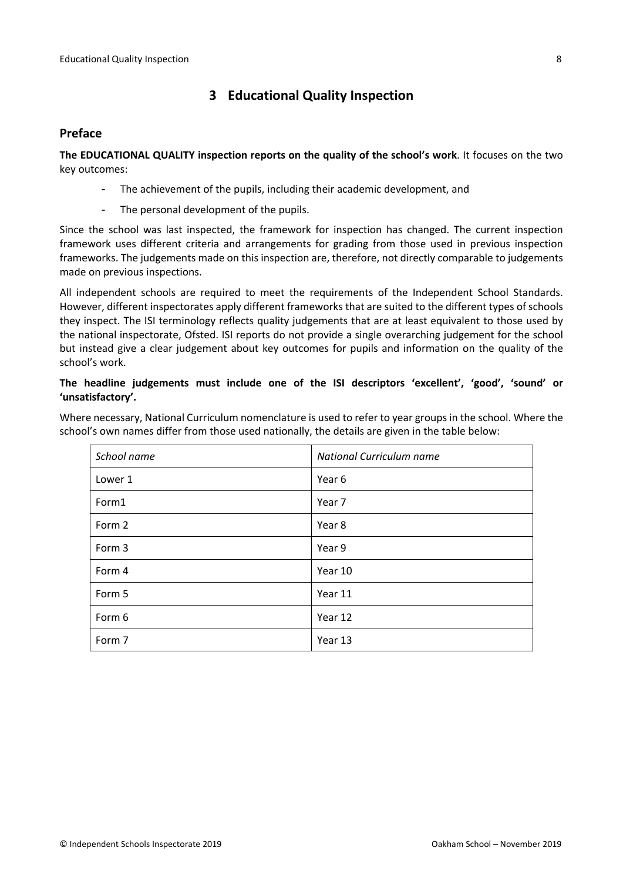## 3 Educational Quality Inspection

### Preface

**The EDUCATIONAL QUALITY inspection reports on the quality of the school's work**. It focuses on the two key outcomes:

- The achievement of the pupils, including their academic development, and
- The personal development of the pupils.

Since the school was last inspected, the framework for inspection has changed. The current inspection framework uses different criteria and arrangements for grading from those used in previous inspection frameworks. The judgements made on this inspection are, therefore, not directly comparable to judgements made on previous inspections.

All independent schools are required to meet the requirements of the Independent School Standards. However, different inspectorates apply different frameworks that are suited to the different types of schools they inspect. The ISI terminology reflects quality judgements that are at least equivalent to those used by the national inspectorate, Ofsted. ISI reports do not provide a single overarching judgement for the school but instead give a clear judgement about key outcomes for pupils and information on the quality of the school's work.

**The headline judgements must include one of the ISI descriptors 'excellent', 'good', 'sound' or 'unsatisfactory'.**

Where necessary, National Curriculum nomenclature is used to refer to year groups in the school. Where the school's own names differ from those used nationally, the details are given in the table below:

| *School name* | *National Curriculum name* |
|---|---|
| Lower 1 | Year 6 |
| Form1 | Year 7 |
| Form 2 | Year 8 |
| Form 3 | Year 9 |
| Form 4 | Year 10 |
| Form 5 | Year 11 |
| Form 6 | Year 12 |
| Form 7 | Year 13 |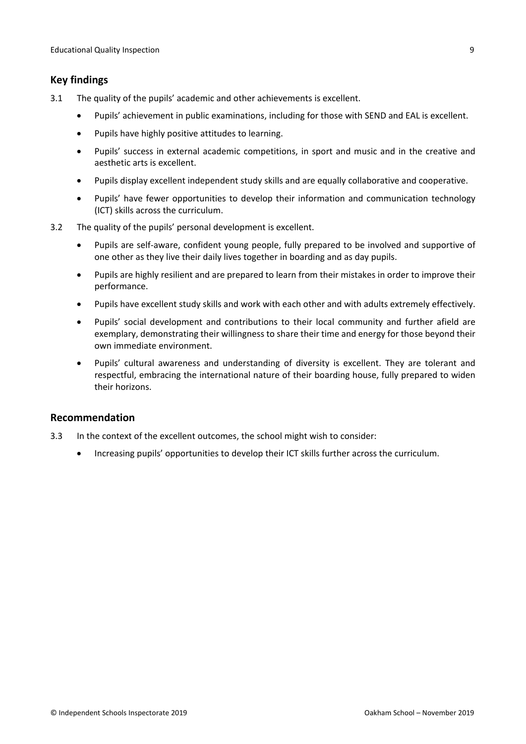## Key findings

3.1 The quality of the pupils' academic and other achievements is excellent.

- Pupils' achievement in public examinations, including for those with SEND and EAL is excellent.
- Pupils have highly positive attitudes to learning.
- Pupils' success in external academic competitions, in sport and music and in the creative and aesthetic arts is excellent.
- Pupils display excellent independent study skills and are equally collaborative and cooperative.
- Pupils' have fewer opportunities to develop their information and communication technology (ICT) skills across the curriculum.

3.2 The quality of the pupils' personal development is excellent.

- Pupils are self-aware, confident young people, fully prepared to be involved and supportive of one other as they live their daily lives together in boarding and as day pupils.
- Pupils are highly resilient and are prepared to learn from their mistakes in order to improve their performance.
- Pupils have excellent study skills and work with each other and with adults extremely effectively.
- Pupils' social development and contributions to their local community and further afield are exemplary, demonstrating their willingness to share their time and energy for those beyond their own immediate environment.
- Pupils' cultural awareness and understanding of diversity is excellent. They are tolerant and respectful, embracing the international nature of their boarding house, fully prepared to widen their horizons.

## Recommendation

3.3 In the context of the excellent outcomes, the school might wish to consider:

- Increasing pupils' opportunities to develop their ICT skills further across the curriculum.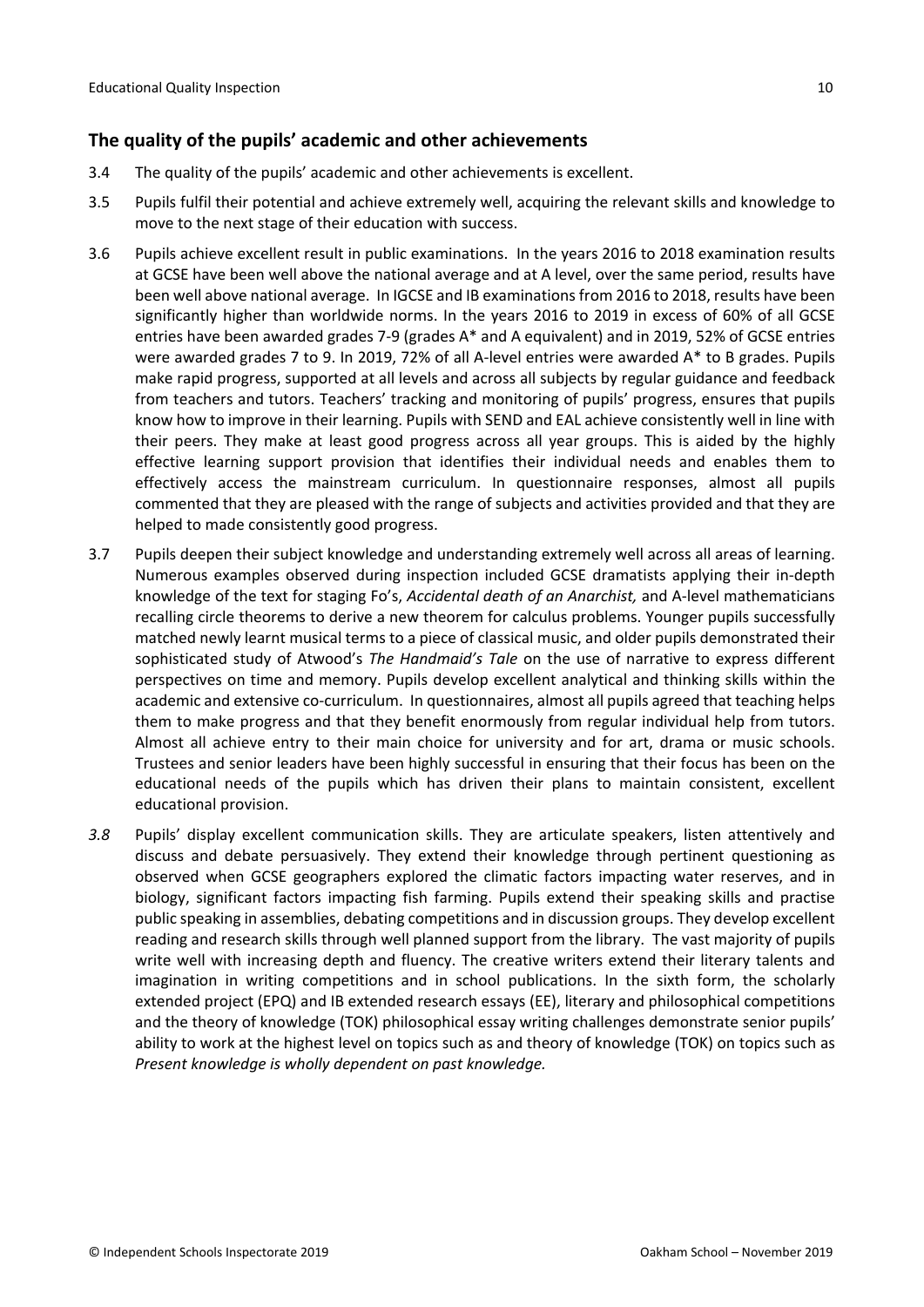## The quality of the pupils' academic and other achievements

3.4 The quality of the pupils' academic and other achievements is excellent.

3.5 Pupils fulfil their potential and achieve extremely well, acquiring the relevant skills and knowledge to move to the next stage of their education with success.

3.6 Pupils achieve excellent result in public examinations. In the years 2016 to 2018 examination results at GCSE have been well above the national average and at A level, over the same period, results have been well above national average. In IGCSE and IB examinations from 2016 to 2018, results have been significantly higher than worldwide norms. In the years 2016 to 2019 in excess of 60% of all GCSE entries have been awarded grades 7-9 (grades A* and A equivalent) and in 2019, 52% of GCSE entries were awarded grades 7 to 9. In 2019, 72% of all A-level entries were awarded A* to B grades. Pupils make rapid progress, supported at all levels and across all subjects by regular guidance and feedback from teachers and tutors. Teachers' tracking and monitoring of pupils' progress, ensures that pupils know how to improve in their learning. Pupils with SEND and EAL achieve consistently well in line with their peers. They make at least good progress across all year groups. This is aided by the highly effective learning support provision that identifies their individual needs and enables them to effectively access the mainstream curriculum. In questionnaire responses, almost all pupils commented that they are pleased with the range of subjects and activities provided and that they are helped to made consistently good progress.

3.7 Pupils deepen their subject knowledge and understanding extremely well across all areas of learning. Numerous examples observed during inspection included GCSE dramatists applying their in-depth knowledge of the text for staging Fo's, *Accidental death of an Anarchist,* and A-level mathematicians recalling circle theorems to derive a new theorem for calculus problems. Younger pupils successfully matched newly learnt musical terms to a piece of classical music, and older pupils demonstrated their sophisticated study of Atwood's *The Handmaid's Tale* on the use of narrative to express different perspectives on time and memory. Pupils develop excellent analytical and thinking skills within the academic and extensive co-curriculum. In questionnaires, almost all pupils agreed that teaching helps them to make progress and that they benefit enormously from regular individual help from tutors. Almost all achieve entry to their main choice for university and for art, drama or music schools. Trustees and senior leaders have been highly successful in ensuring that their focus has been on the educational needs of the pupils which has driven their plans to maintain consistent, excellent educational provision.

*3.8* Pupils' display excellent communication skills. They are articulate speakers, listen attentively and discuss and debate persuasively. They extend their knowledge through pertinent questioning as observed when GCSE geographers explored the climatic factors impacting water reserves, and in biology, significant factors impacting fish farming. Pupils extend their speaking skills and practise public speaking in assemblies, debating competitions and in discussion groups. They develop excellent reading and research skills through well planned support from the library. The vast majority of pupils write well with increasing depth and fluency. The creative writers extend their literary talents and imagination in writing competitions and in school publications. In the sixth form, the scholarly extended project (EPQ) and IB extended research essays (EE), literary and philosophical competitions and the theory of knowledge (TOK) philosophical essay writing challenges demonstrate senior pupils' ability to work at the highest level on topics such as and theory of knowledge (TOK) on topics such as *Present knowledge is wholly dependent on past knowledge.*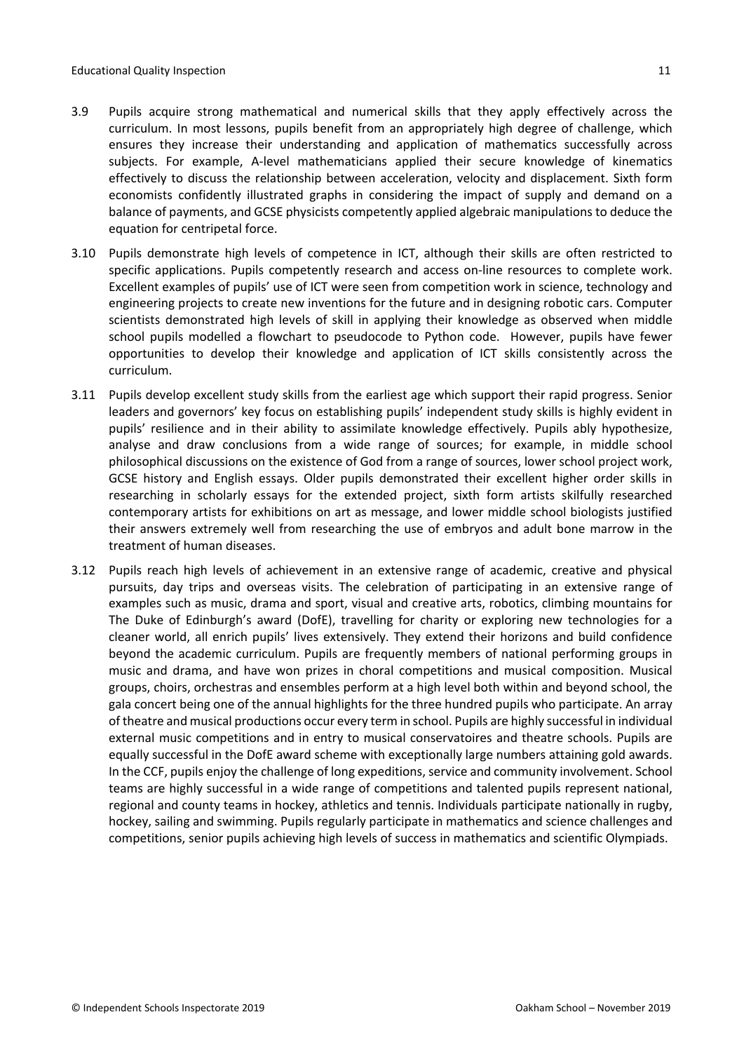3.9 Pupils acquire strong mathematical and numerical skills that they apply effectively across the curriculum. In most lessons, pupils benefit from an appropriately high degree of challenge, which ensures they increase their understanding and application of mathematics successfully across subjects. For example, A-level mathematicians applied their secure knowledge of kinematics effectively to discuss the relationship between acceleration, velocity and displacement. Sixth form economists confidently illustrated graphs in considering the impact of supply and demand on a balance of payments, and GCSE physicists competently applied algebraic manipulations to deduce the equation for centripetal force.

3.10 Pupils demonstrate high levels of competence in ICT, although their skills are often restricted to specific applications. Pupils competently research and access on-line resources to complete work. Excellent examples of pupils' use of ICT were seen from competition work in science, technology and engineering projects to create new inventions for the future and in designing robotic cars. Computer scientists demonstrated high levels of skill in applying their knowledge as observed when middle school pupils modelled a flowchart to pseudocode to Python code. However, pupils have fewer opportunities to develop their knowledge and application of ICT skills consistently across the curriculum.

3.11 Pupils develop excellent study skills from the earliest age which support their rapid progress. Senior leaders and governors' key focus on establishing pupils' independent study skills is highly evident in pupils' resilience and in their ability to assimilate knowledge effectively. Pupils ably hypothesize, analyse and draw conclusions from a wide range of sources; for example, in middle school philosophical discussions on the existence of God from a range of sources, lower school project work, GCSE history and English essays. Older pupils demonstrated their excellent higher order skills in researching in scholarly essays for the extended project, sixth form artists skilfully researched contemporary artists for exhibitions on art as message, and lower middle school biologists justified their answers extremely well from researching the use of embryos and adult bone marrow in the treatment of human diseases.

3.12 Pupils reach high levels of achievement in an extensive range of academic, creative and physical pursuits, day trips and overseas visits. The celebration of participating in an extensive range of examples such as music, drama and sport, visual and creative arts, robotics, climbing mountains for The Duke of Edinburgh's award (DofE), travelling for charity or exploring new technologies for a cleaner world, all enrich pupils' lives extensively. They extend their horizons and build confidence beyond the academic curriculum. Pupils are frequently members of national performing groups in music and drama, and have won prizes in choral competitions and musical composition. Musical groups, choirs, orchestras and ensembles perform at a high level both within and beyond school, the gala concert being one of the annual highlights for the three hundred pupils who participate. An array of theatre and musical productions occur every term in school. Pupils are highly successful in individual external music competitions and in entry to musical conservatoires and theatre schools. Pupils are equally successful in the DofE award scheme with exceptionally large numbers attaining gold awards. In the CCF, pupils enjoy the challenge of long expeditions, service and community involvement. School teams are highly successful in a wide range of competitions and talented pupils represent national, regional and county teams in hockey, athletics and tennis. Individuals participate nationally in rugby, hockey, sailing and swimming. Pupils regularly participate in mathematics and science challenges and competitions, senior pupils achieving high levels of success in mathematics and scientific Olympiads.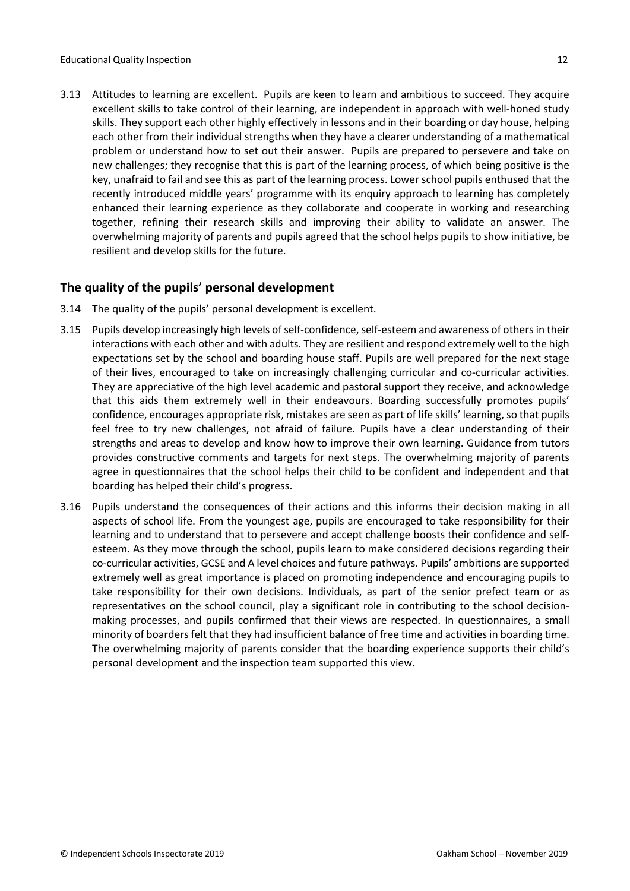3.13 Attitudes to learning are excellent. Pupils are keen to learn and ambitious to succeed. They acquire excellent skills to take control of their learning, are independent in approach with well-honed study skills. They support each other highly effectively in lessons and in their boarding or day house, helping each other from their individual strengths when they have a clearer understanding of a mathematical problem or understand how to set out their answer. Pupils are prepared to persevere and take on new challenges; they recognise that this is part of the learning process, of which being positive is the key, unafraid to fail and see this as part of the learning process. Lower school pupils enthused that the recently introduced middle years' programme with its enquiry approach to learning has completely enhanced their learning experience as they collaborate and cooperate in working and researching together, refining their research skills and improving their ability to validate an answer. The overwhelming majority of parents and pupils agreed that the school helps pupils to show initiative, be resilient and develop skills for the future.

## The quality of the pupils' personal development

3.14 The quality of the pupils' personal development is excellent.

3.15 Pupils develop increasingly high levels of self-confidence, self-esteem and awareness of others in their interactions with each other and with adults. They are resilient and respond extremely well to the high expectations set by the school and boarding house staff. Pupils are well prepared for the next stage of their lives, encouraged to take on increasingly challenging curricular and co-curricular activities. They are appreciative of the high level academic and pastoral support they receive, and acknowledge that this aids them extremely well in their endeavours. Boarding successfully promotes pupils' confidence, encourages appropriate risk, mistakes are seen as part of life skills' learning, so that pupils feel free to try new challenges, not afraid of failure. Pupils have a clear understanding of their strengths and areas to develop and know how to improve their own learning. Guidance from tutors provides constructive comments and targets for next steps. The overwhelming majority of parents agree in questionnaires that the school helps their child to be confident and independent and that boarding has helped their child's progress.

3.16 Pupils understand the consequences of their actions and this informs their decision making in all aspects of school life. From the youngest age, pupils are encouraged to take responsibility for their learning and to understand that to persevere and accept challenge boosts their confidence and self-esteem. As they move through the school, pupils learn to make considered decisions regarding their co-curricular activities, GCSE and A level choices and future pathways. Pupils' ambitions are supported extremely well as great importance is placed on promoting independence and encouraging pupils to take responsibility for their own decisions. Individuals, as part of the senior prefect team or as representatives on the school council, play a significant role in contributing to the school decision-making processes, and pupils confirmed that their views are respected. In questionnaires, a small minority of boarders felt that they had insufficient balance of free time and activities in boarding time. The overwhelming majority of parents consider that the boarding experience supports their child's personal development and the inspection team supported this view.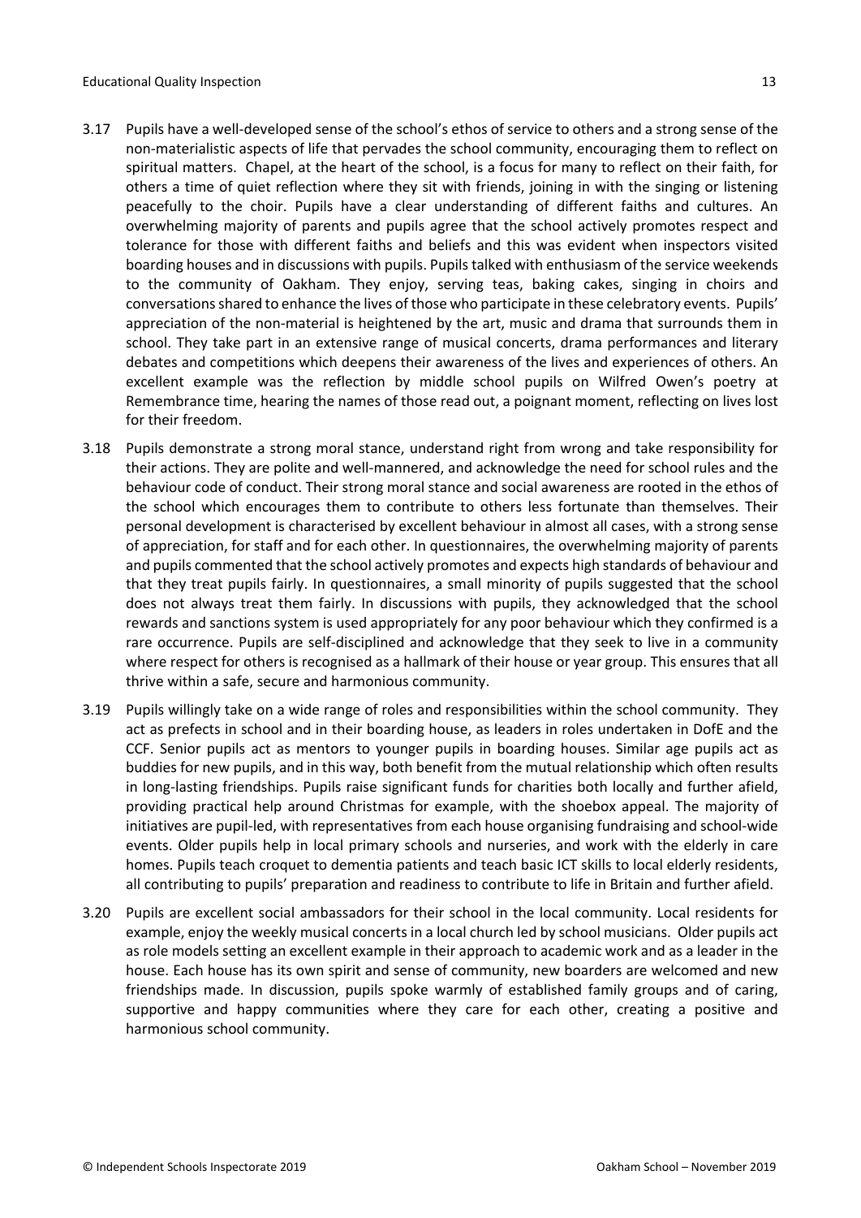3.17 Pupils have a well-developed sense of the school's ethos of service to others and a strong sense of the non-materialistic aspects of life that pervades the school community, encouraging them to reflect on spiritual matters. Chapel, at the heart of the school, is a focus for many to reflect on their faith, for others a time of quiet reflection where they sit with friends, joining in with the singing or listening peacefully to the choir. Pupils have a clear understanding of different faiths and cultures. An overwhelming majority of parents and pupils agree that the school actively promotes respect and tolerance for those with different faiths and beliefs and this was evident when inspectors visited boarding houses and in discussions with pupils. Pupils talked with enthusiasm of the service weekends to the community of Oakham. They enjoy, serving teas, baking cakes, singing in choirs and conversations shared to enhance the lives of those who participate in these celebratory events. Pupils' appreciation of the non-material is heightened by the art, music and drama that surrounds them in school. They take part in an extensive range of musical concerts, drama performances and literary debates and competitions which deepens their awareness of the lives and experiences of others. An excellent example was the reflection by middle school pupils on Wilfred Owen's poetry at Remembrance time, hearing the names of those read out, a poignant moment, reflecting on lives lost for their freedom.

3.18 Pupils demonstrate a strong moral stance, understand right from wrong and take responsibility for their actions. They are polite and well-mannered, and acknowledge the need for school rules and the behaviour code of conduct. Their strong moral stance and social awareness are rooted in the ethos of the school which encourages them to contribute to others less fortunate than themselves. Their personal development is characterised by excellent behaviour in almost all cases, with a strong sense of appreciation, for staff and for each other. In questionnaires, the overwhelming majority of parents and pupils commented that the school actively promotes and expects high standards of behaviour and that they treat pupils fairly. In questionnaires, a small minority of pupils suggested that the school does not always treat them fairly. In discussions with pupils, they acknowledged that the school rewards and sanctions system is used appropriately for any poor behaviour which they confirmed is a rare occurrence. Pupils are self-disciplined and acknowledge that they seek to live in a community where respect for others is recognised as a hallmark of their house or year group. This ensures that all thrive within a safe, secure and harmonious community.

3.19 Pupils willingly take on a wide range of roles and responsibilities within the school community. They act as prefects in school and in their boarding house, as leaders in roles undertaken in DofE and the CCF. Senior pupils act as mentors to younger pupils in boarding houses. Similar age pupils act as buddies for new pupils, and in this way, both benefit from the mutual relationship which often results in long-lasting friendships. Pupils raise significant funds for charities both locally and further afield, providing practical help around Christmas for example, with the shoebox appeal. The majority of initiatives are pupil-led, with representatives from each house organising fundraising and school-wide events. Older pupils help in local primary schools and nurseries, and work with the elderly in care homes. Pupils teach croquet to dementia patients and teach basic ICT skills to local elderly residents, all contributing to pupils' preparation and readiness to contribute to life in Britain and further afield.

3.20 Pupils are excellent social ambassadors for their school in the local community. Local residents for example, enjoy the weekly musical concerts in a local church led by school musicians. Older pupils act as role models setting an excellent example in their approach to academic work and as a leader in the house. Each house has its own spirit and sense of community, new boarders are welcomed and new friendships made. In discussion, pupils spoke warmly of established family groups and of caring, supportive and happy communities where they care for each other, creating a positive and harmonious school community.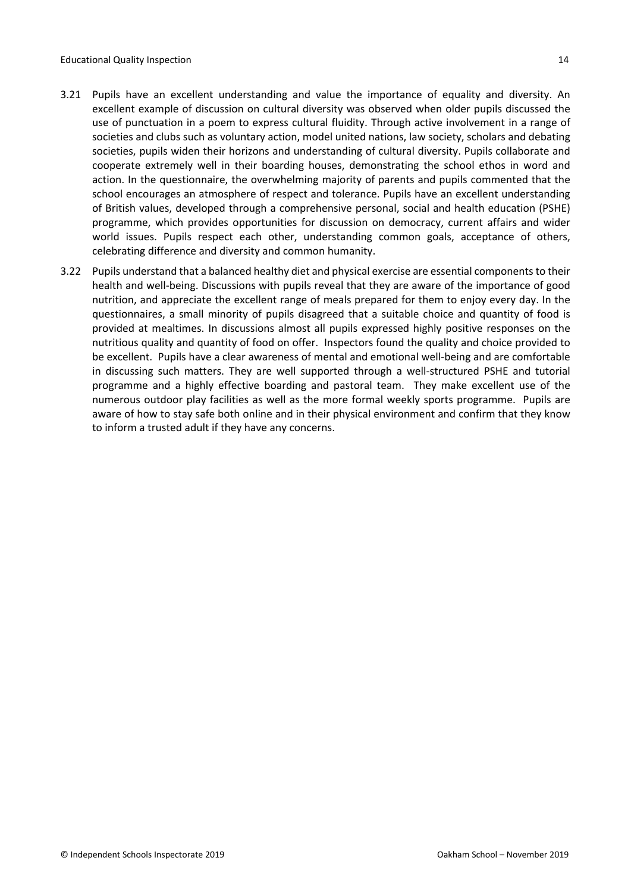3.21 Pupils have an excellent understanding and value the importance of equality and diversity. An excellent example of discussion on cultural diversity was observed when older pupils discussed the use of punctuation in a poem to express cultural fluidity. Through active involvement in a range of societies and clubs such as voluntary action, model united nations, law society, scholars and debating societies, pupils widen their horizons and understanding of cultural diversity. Pupils collaborate and cooperate extremely well in their boarding houses, demonstrating the school ethos in word and action. In the questionnaire, the overwhelming majority of parents and pupils commented that the school encourages an atmosphere of respect and tolerance. Pupils have an excellent understanding of British values, developed through a comprehensive personal, social and health education (PSHE) programme, which provides opportunities for discussion on democracy, current affairs and wider world issues. Pupils respect each other, understanding common goals, acceptance of others, celebrating difference and diversity and common humanity.

3.22 Pupils understand that a balanced healthy diet and physical exercise are essential components to their health and well-being. Discussions with pupils reveal that they are aware of the importance of good nutrition, and appreciate the excellent range of meals prepared for them to enjoy every day. In the questionnaires, a small minority of pupils disagreed that a suitable choice and quantity of food is provided at mealtimes. In discussions almost all pupils expressed highly positive responses on the nutritious quality and quantity of food on offer. Inspectors found the quality and choice provided to be excellent. Pupils have a clear awareness of mental and emotional well-being and are comfortable in discussing such matters. They are well supported through a well-structured PSHE and tutorial programme and a highly effective boarding and pastoral team. They make excellent use of the numerous outdoor play facilities as well as the more formal weekly sports programme. Pupils are aware of how to stay safe both online and in their physical environment and confirm that they know to inform a trusted adult if they have any concerns.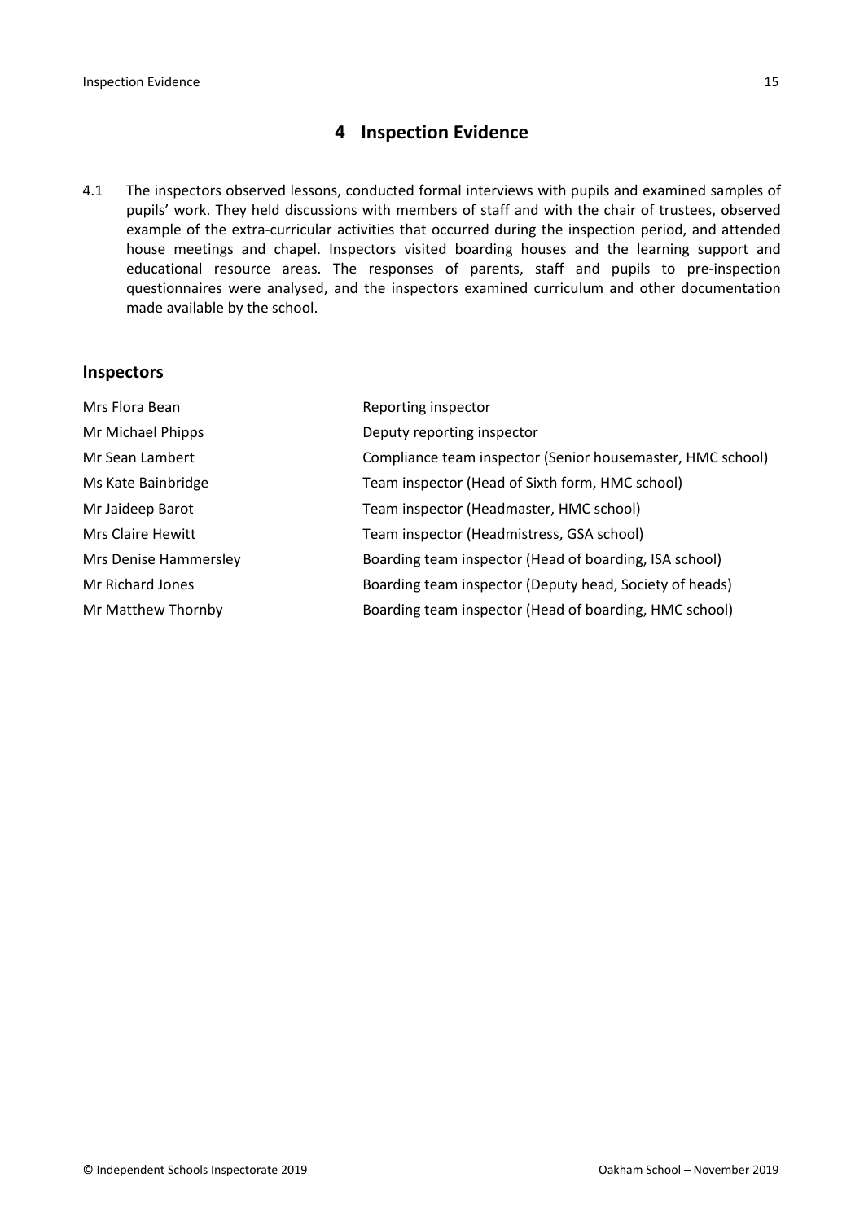## 4 Inspection Evidence

4.1 The inspectors observed lessons, conducted formal interviews with pupils and examined samples of pupils' work. They held discussions with members of staff and with the chair of trustees, observed example of the extra-curricular activities that occurred during the inspection period, and attended house meetings and chapel. Inspectors visited boarding houses and the learning support and educational resource areas. The responses of parents, staff and pupils to pre-inspection questionnaires were analysed, and the inspectors examined curriculum and other documentation made available by the school.

### Inspectors

| | |
|---|---|
| Mrs Flora Bean | Reporting inspector |
| Mr Michael Phipps | Deputy reporting inspector |
| Mr Sean Lambert | Compliance team inspector (Senior housemaster, HMC school) |
| Ms Kate Bainbridge | Team inspector (Head of Sixth form, HMC school) |
| Mr Jaideep Barot | Team inspector (Headmaster, HMC school) |
| Mrs Claire Hewitt | Team inspector (Headmistress, GSA school) |
| Mrs Denise Hammersley | Boarding team inspector (Head of boarding, ISA school) |
| Mr Richard Jones | Boarding team inspector (Deputy head, Society of heads) |
| Mr Matthew Thornby | Boarding team inspector (Head of boarding, HMC school) |